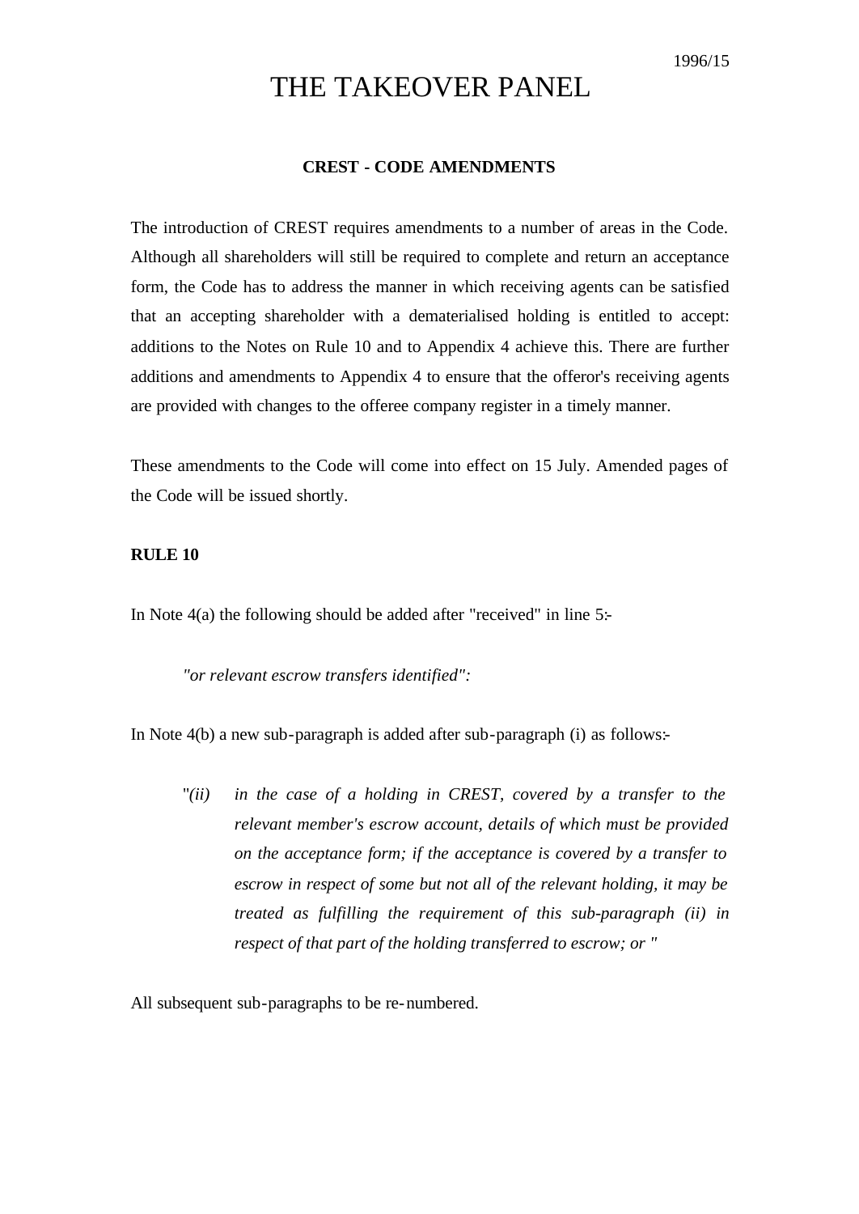1996/15

# THE TAKEOVER PANEL

**CREST - CODE AMENDMENTS**

The introduction of CREST requires amendments to a number of areas in the Code. Although all shareholders will still be required to complete and return an acceptance form, the Code has to address the manner in which receiving agents can be satisfied that an accepting shareholder with a dematerialised holding is entitled to accept: additions to the Notes on Rule 10 and to Appendix 4 achieve this. There are further additions and amendments to Appendix 4 to ensure that the offeror's receiving agents are provided with changes to the offeree company register in a timely manner.

These amendments to the Code will come into effect on 15 July. Amended pages of the Code will be issued shortly.

**RULE 10**

In Note 4(a) the following should be added after "received" in line 5:-

> *"or relevant escrow transfers identified":*

In Note 4(b) a new sub-paragraph is added after sub-paragraph (i) as follows:-

> "*(ii) in the case of a holding in CREST, covered by a transfer to the relevant member's escrow account, details of which must be provided on the acceptance form; if the acceptance is covered by a transfer to escrow in respect of some but not all of the relevant holding, it may be treated as fulfilling the requirement of this sub-paragraph (ii) in respect of that part of the holding transferred to escrow; or* "

All subsequent sub-paragraphs to be re-numbered.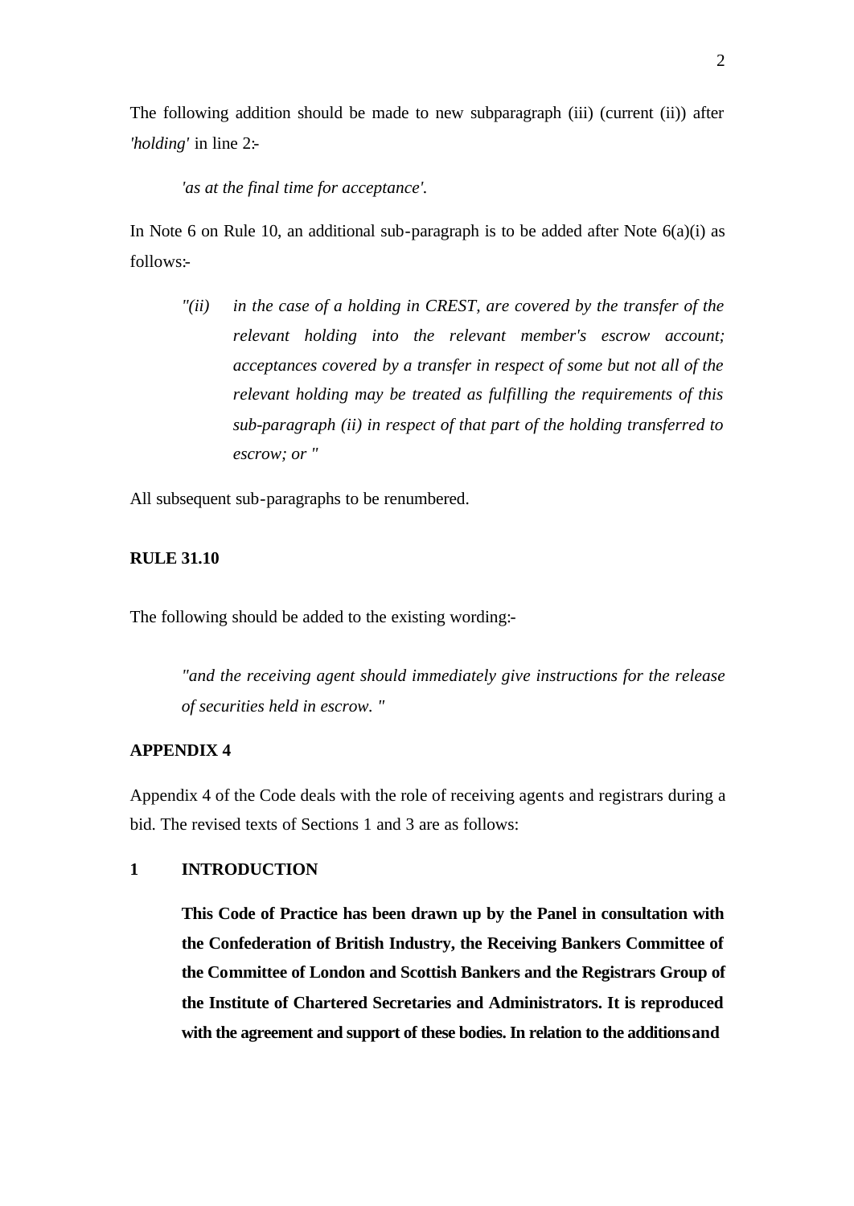The following addition should be made to new subparagraph (iii) (current (ii)) after *'holding'* in line 2:-

> *'as at the final time for acceptance'.*

In Note 6 on Rule 10, an additional sub-paragraph is to be added after Note 6(a)(i) as follows:-

> *"(ii) in the case of a holding in CREST, are covered by the transfer of the relevant holding into the relevant member's escrow account; acceptances covered by a transfer in respect of some but not all of the relevant holding may be treated as fulfilling the requirements of this sub-paragraph (ii) in respect of that part of the holding transferred to escrow; or "*

All subsequent sub-paragraphs to be renumbered.

**RULE 31.10**

The following should be added to the existing wording:-

> *"and the receiving agent should immediately give instructions for the release of securities held in escrow. "*

**APPENDIX 4**

Appendix 4 of the Code deals with the role of receiving agents and registrars during a bid. The revised texts of Sections 1 and 3 are as follows:

**1 INTRODUCTION**

> **This Code of Practice has been drawn up by the Panel in consultation with the Confederation of British Industry, the Receiving Bankers Committee of the Committee of London and Scottish Bankers and the Registrars Group of the Institute of Chartered Secretaries and Administrators. It is reproduced with the agreement and support of these bodies. In relation to the additions and**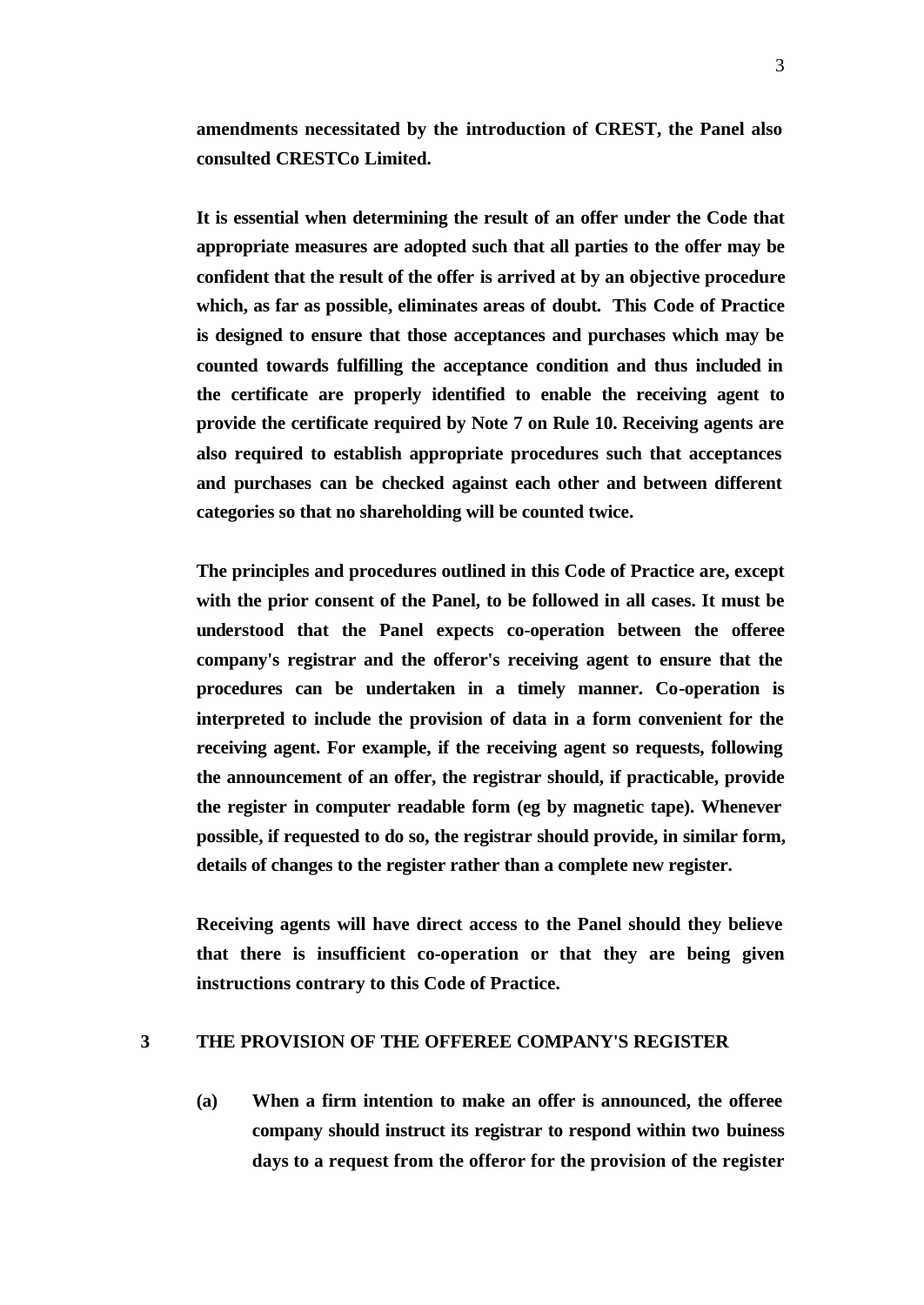**amendments necessitated by the introduction of CREST, the Panel also consulted CRESTCo Limited.**

**It is essential when determining the result of an offer under the Code that appropriate measures are adopted such that all parties to the offer may be confident that the result of the offer is arrived at by an objective procedure which, as far as possible, eliminates areas of doubt. This Code of Practice is designed to ensure that those acceptances and purchases which may be counted towards fulfilling the acceptance condition and thus included in the certificate are properly identified to enable the receiving agent to provide the certificate required by Note 7 on Rule 10. Receiving agents are also required to establish appropriate procedures such that acceptances and purchases can be checked against each other and between different categories so that no shareholding will be counted twice.**

**The principles and procedures outlined in this Code of Practice are, except with the prior consent of the Panel, to be followed in all cases. It must be understood that the Panel expects co-operation between the offeree company's registrar and the offeror's receiving agent to ensure that the procedures can be undertaken in a timely manner. Co-operation is interpreted to include the provision of data in a form convenient for the receiving agent. For example, if the receiving agent so requests, following the announcement of an offer, the registrar should, if practicable, provide the register in computer readable form (eg by magnetic tape). Whenever possible, if requested to do so, the registrar should provide, in similar form, details of changes to the register rather than a complete new register.**

**Receiving agents will have direct access to the Panel should they believe that there is insufficient co-operation or that they are being given instructions contrary to this Code of Practice.**

## 3 THE PROVISION OF THE OFFEREE COMPANY'S REGISTER

**(a) When a firm intention to make an offer is announced, the offeree company should instruct its registrar to respond within two buiness days to a request from the offeror for the provision of the register**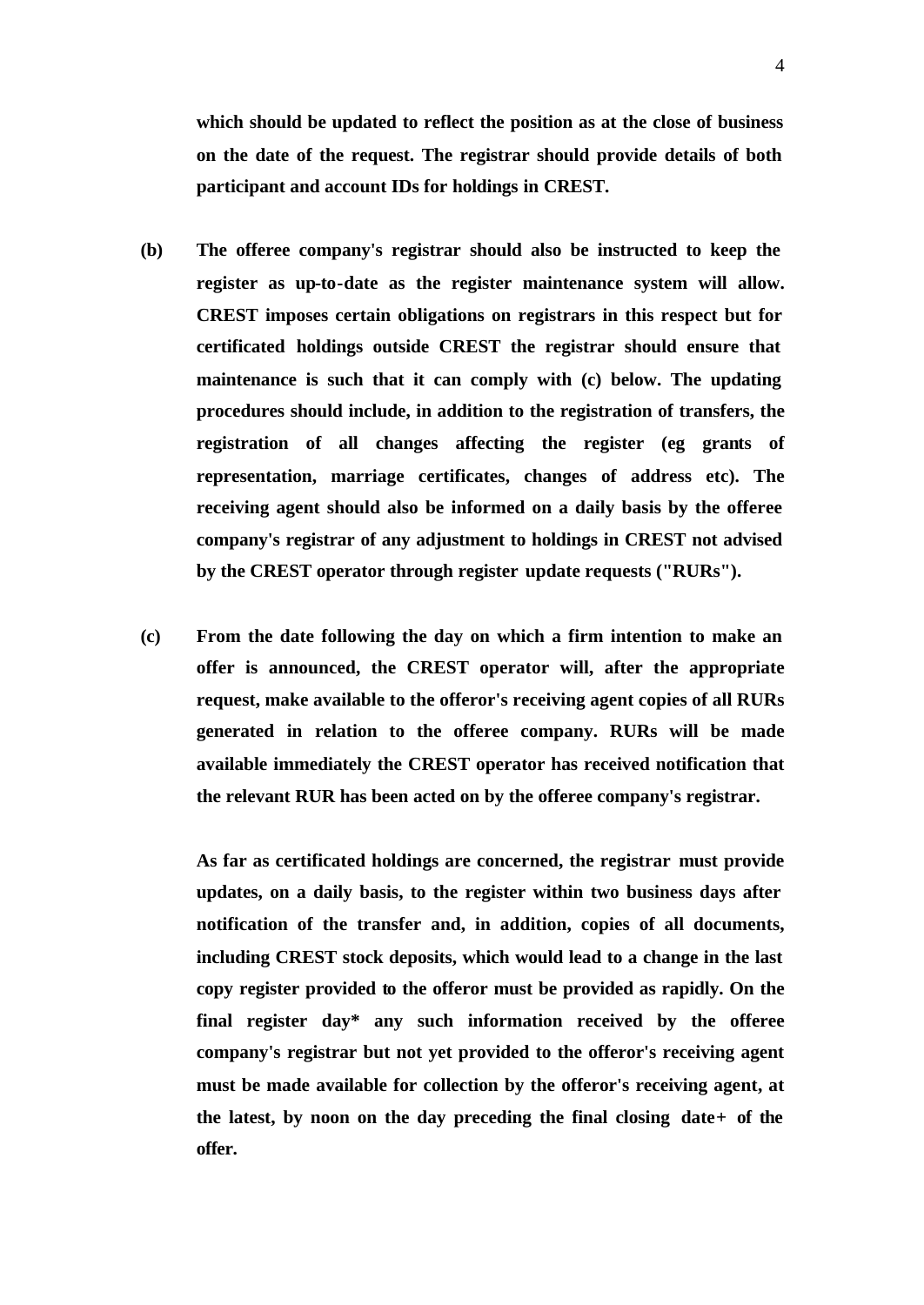**which should be updated to reflect the position as at the close of business on the date of the request. The registrar should provide details of both participant and account IDs for holdings in CREST.**

**(b) The offeree company's registrar should also be instructed to keep the register as up-to-date as the register maintenance system will allow. CREST imposes certain obligations on registrars in this respect but for certificated holdings outside CREST the registrar should ensure that maintenance is such that it can comply with (c) below. The updating procedures should include, in addition to the registration of transfers, the registration of all changes affecting the register (eg grants of representation, marriage certificates, changes of address etc). The receiving agent should also be informed on a daily basis by the offeree company's registrar of any adjustment to holdings in CREST not advised by the CREST operator through register update requests ("RURs").**

**(c) From the date following the day on which a firm intention to make an offer is announced, the CREST operator will, after the appropriate request, make available to the offeror's receiving agent copies of all RURs generated in relation to the offeree company. RURs will be made available immediately the CREST operator has received notification that the relevant RUR has been acted on by the offeree company's registrar.**

**As far as certificated holdings are concerned, the registrar must provide updates, on a daily basis, to the register within two business days after notification of the transfer and, in addition, copies of all documents, including CREST stock deposits, which would lead to a change in the last copy register provided to the offeror must be provided as rapidly. On the final register day* any such information received by the offeree company's registrar but not yet provided to the offeror's receiving agent must be made available for collection by the offeror's receiving agent, at the latest, by noon on the day preceding the final closing date+ of the offer.**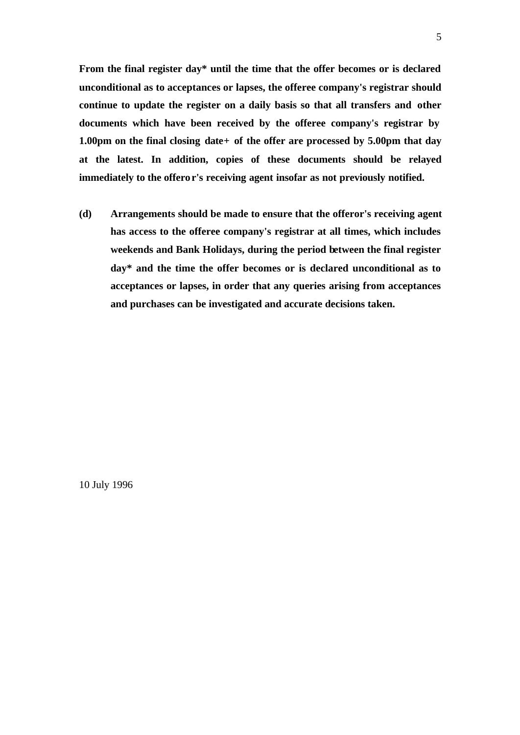**From the final register day* until the time that the offer becomes or is declared unconditional as to acceptances or lapses, the offeree company's registrar should continue to update the register on a daily basis so that all transfers and other documents which have been received by the offeree company's registrar by 1.00pm on the final closing date+ of the offer are processed by 5.00pm that day at the latest. In addition, copies of these documents should be relayed immediately to the offeror's receiving agent insofar as not previously notified.**

**(d) Arrangements should be made to ensure that the offeror's receiving agent has access to the offeree company's registrar at all times, which includes weekends and Bank Holidays, during the period between the final register day* and the time the offer becomes or is declared unconditional as to acceptances or lapses, in order that any queries arising from acceptances and purchases can be investigated and accurate decisions taken.**

10 July 1996